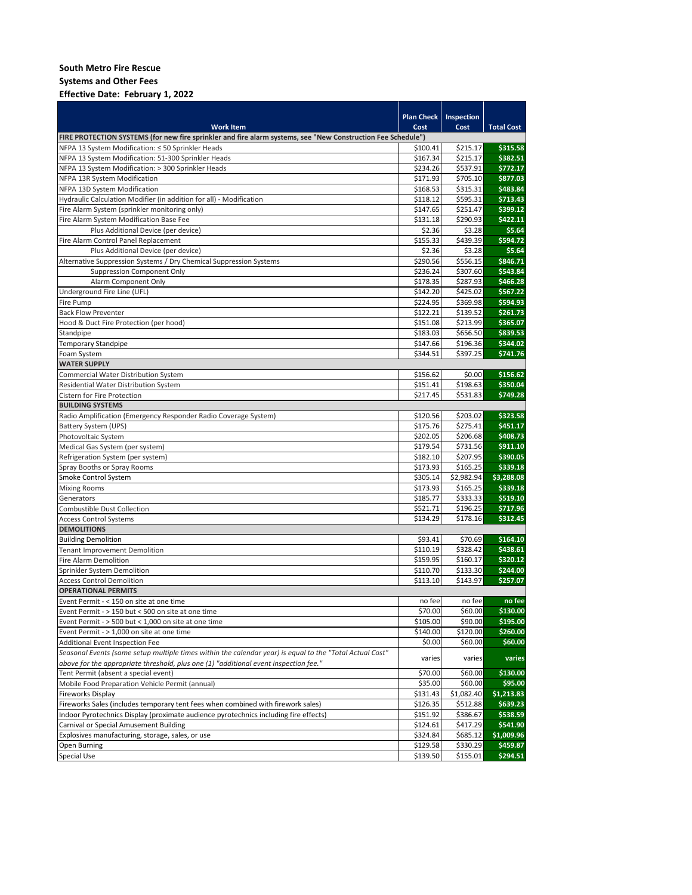**South Metro Fire Rescue**

**Systems and Other Fees**

**Effective Date: February 1, 2022**

| Work Item | Plan Check Cost | Inspection Cost | Total Cost |
|---|---|---|---|
| **FIRE PROTECTION SYSTEMS (for new fire sprinkler and fire alarm systems, see "New Construction Fee Schedule")** | | | |
| NFPA 13 System Modification: ≤ 50 Sprinkler Heads | $100.41 | $215.17 | $315.58 |
| NFPA 13 System Modification: 51-300 Sprinkler Heads | $167.34 | $215.17 | $382.51 |
| NFPA 13 System Modification: > 300 Sprinkler Heads | $234.26 | $537.91 | $772.17 |
| NFPA 13R System Modification | $171.93 | $705.10 | $877.03 |
| NFPA 13D System Modification | $168.53 | $315.31 | $483.84 |
| Hydraulic Calculation Modifier (in addition for all) - Modification | $118.12 | $595.31 | $713.43 |
| Fire Alarm System (sprinkler monitoring only) | $147.65 | $251.47 | $399.12 |
| Fire Alarm System Modification Base Fee | $131.18 | $290.93 | $422.11 |
| Plus Additional Device (per device) | $2.36 | $3.28 | $5.64 |
| Fire Alarm Control Panel Replacement | $155.33 | $439.39 | $594.72 |
| Plus Additional Device (per device) | $2.36 | $3.28 | $5.64 |
| Alternative Suppression Systems / Dry Chemical Suppression Systems | $290.56 | $556.15 | $846.71 |
| Suppression Component Only | $236.24 | $307.60 | $543.84 |
| Alarm Component Only | $178.35 | $287.93 | $466.28 |
| Underground Fire Line (UFL) | $142.20 | $425.02 | $567.22 |
| Fire Pump | $224.95 | $369.98 | $594.93 |
| Back Flow Preventer | $122.21 | $139.52 | $261.73 |
| Hood & Duct Fire Protection (per hood) | $151.08 | $213.99 | $365.07 |
| Standpipe | $183.03 | $656.50 | $839.53 |
| Temporary Standpipe | $147.66 | $196.36 | $344.02 |
| Foam System | $344.51 | $397.25 | $741.76 |
| **WATER SUPPLY** | | | |
| Commercial Water Distribution System | $156.62 | $0.00 | $156.62 |
| Residential Water Distribution System | $151.41 | $198.63 | $350.04 |
| Cistern for Fire Protection | $217.45 | $531.83 | $749.28 |
| **BUILDING SYSTEMS** | | | |
| Radio Amplification (Emergency Responder Radio Coverage System) | $120.56 | $203.02 | $323.58 |
| Battery System (UPS) | $175.76 | $275.41 | $451.17 |
| Photovoltaic System | $202.05 | $206.68 | $408.73 |
| Medical Gas System (per system) | $179.54 | $731.56 | $911.10 |
| Refrigeration System (per system) | $182.10 | $207.95 | $390.05 |
| Spray Booths or Spray Rooms | $173.93 | $165.25 | $339.18 |
| Smoke Control System | $305.14 | $2,982.94 | $3,288.08 |
| Mixing Rooms | $173.93 | $165.25 | $339.18 |
| Generators | $185.77 | $333.33 | $519.10 |
| Combustible Dust Collection | $521.71 | $196.25 | $717.96 |
| Access Control Systems | $134.29 | $178.16 | $312.45 |
| **DEMOLITIONS** | | | |
| Building Demolition | $93.41 | $70.69 | $164.10 |
| Tenant Improvement Demolition | $110.19 | $328.42 | $438.61 |
| Fire Alarm Demolition | $159.95 | $160.17 | $320.12 |
| Sprinkler System Demolition | $110.70 | $133.30 | $244.00 |
| Access Control Demolition | $113.10 | $143.97 | $257.07 |
| **OPERATIONAL PERMITS** | | | |
| Event Permit - < 150 on site at one time | no fee | no fee | no fee |
| Event Permit - > 150 but < 500 on site at one time | $70.00 | $60.00 | $130.00 |
| Event Permit - > 500 but < 1,000 on site at one time | $105.00 | $90.00 | $195.00 |
| Event Permit - > 1,000 on site at one time | $140.00 | $120.00 | $260.00 |
| Additional Event Inspection Fee | $0.00 | $60.00 | $60.00 |
| *Seasonal Events (same setup multiple times within the calendar year) is equal to the "Total Actual Cost" above for the appropriate threshold, plus one (1) "additional event inspection fee."* | varies | varies | varies |
| Tent Permit (absent a special event) | $70.00 | $60.00 | $130.00 |
| Mobile Food Preparation Vehicle Permit (annual) | $35.00 | $60.00 | $95.00 |
| Fireworks Display | $131.43 | $1,082.40 | $1,213.83 |
| Fireworks Sales (includes temporary tent fees when combined with firework sales) | $126.35 | $512.88 | $639.23 |
| Indoor Pyrotechnics Display (proximate audience pyrotechnics including fire effects) | $151.92 | $386.67 | $538.59 |
| Carnival or Special Amusement Building | $124.61 | $417.29 | $541.90 |
| Explosives manufacturing, storage, sales, or use | $324.84 | $685.12 | $1,009.96 |
| Open Burning | $129.58 | $330.29 | $459.87 |
| Special Use | $139.50 | $155.01 | $294.51 |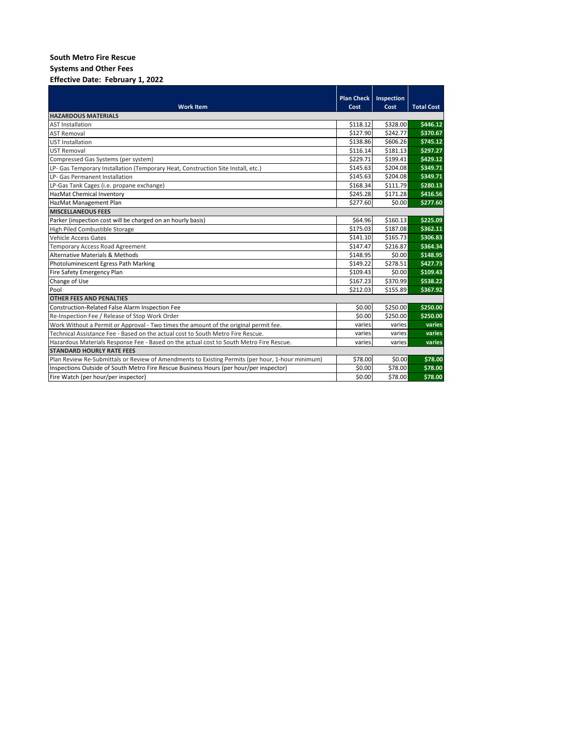**South Metro Fire Rescue**

**Systems and Other Fees**

**Effective Date: February 1, 2022**

| Work Item | Plan Check Cost | Inspection Cost | Total Cost |
|---|---|---|---|
| **HAZARDOUS MATERIALS** | | | |
| AST Installation | $118.12 | $328.00 | $446.12 |
| AST Removal | $127.90 | $242.77 | $370.67 |
| UST Installation | $138.86 | $606.26 | $745.12 |
| UST Removal | $116.14 | $181.13 | $297.27 |
| Compressed Gas Systems (per system) | $229.71 | $199.41 | $429.12 |
| LP- Gas Temporary Installation (Temporary Heat, Construction Site Install, etc.) | $145.63 | $204.08 | $349.71 |
| LP- Gas Permanent Installation | $145.63 | $204.08 | $349.71 |
| LP-Gas Tank Cages (i.e. propane exchange) | $168.34 | $111.79 | $280.13 |
| HazMat Chemical Inventory | $245.28 | $171.28 | $416.56 |
| HazMat Management Plan | $277.60 | $0.00 | $277.60 |
| **MISCELLANEOUS FEES** | | | |
| Parker (inspection cost will be charged on an hourly basis) | $64.96 | $160.13 | $225.09 |
| High Piled Combustible Storage | $175.03 | $187.08 | $362.11 |
| Vehicle Access Gates | $141.10 | $165.73 | $306.83 |
| Temporary Access Road Agreement | $147.47 | $216.87 | $364.34 |
| Alternative Materials & Methods | $148.95 | $0.00 | $148.95 |
| Photoluminescent Egress Path Marking | $149.22 | $278.51 | $427.73 |
| Fire Safety Emergency Plan | $109.43 | $0.00 | $109.43 |
| Change of Use | $167.23 | $370.99 | $538.22 |
| Pool | $212.03 | $155.89 | $367.92 |
| **OTHER FEES AND PENALTIES** | | | |
| Construction-Related False Alarm Inspection Fee | $0.00 | $250.00 | $250.00 |
| Re-Inspection Fee / Release of Stop Work Order | $0.00 | $250.00 | $250.00 |
| Work Without a Permit or Approval - Two times the amount of the original permit fee. | varies | varies | varies |
| Technical Assistance Fee - Based on the actual cost to South Metro Fire Rescue. | varies | varies | varies |
| Hazardous Materials Response Fee - Based on the actual cost to South Metro Fire Rescue. | varies | varies | varies |
| **STANDARD HOURLY RATE FEES** | | | |
| Plan Review Re-Submittals or Review of Amendments to Existing Permits (per hour, 1-hour minimum) | $78.00 | $0.00 | $78.00 |
| Inspections Outside of South Metro Fire Rescue Business Hours (per hour/per inspector) | $0.00 | $78.00 | $78.00 |
| Fire Watch (per hour/per inspector) | $0.00 | $78.00 | $78.00 |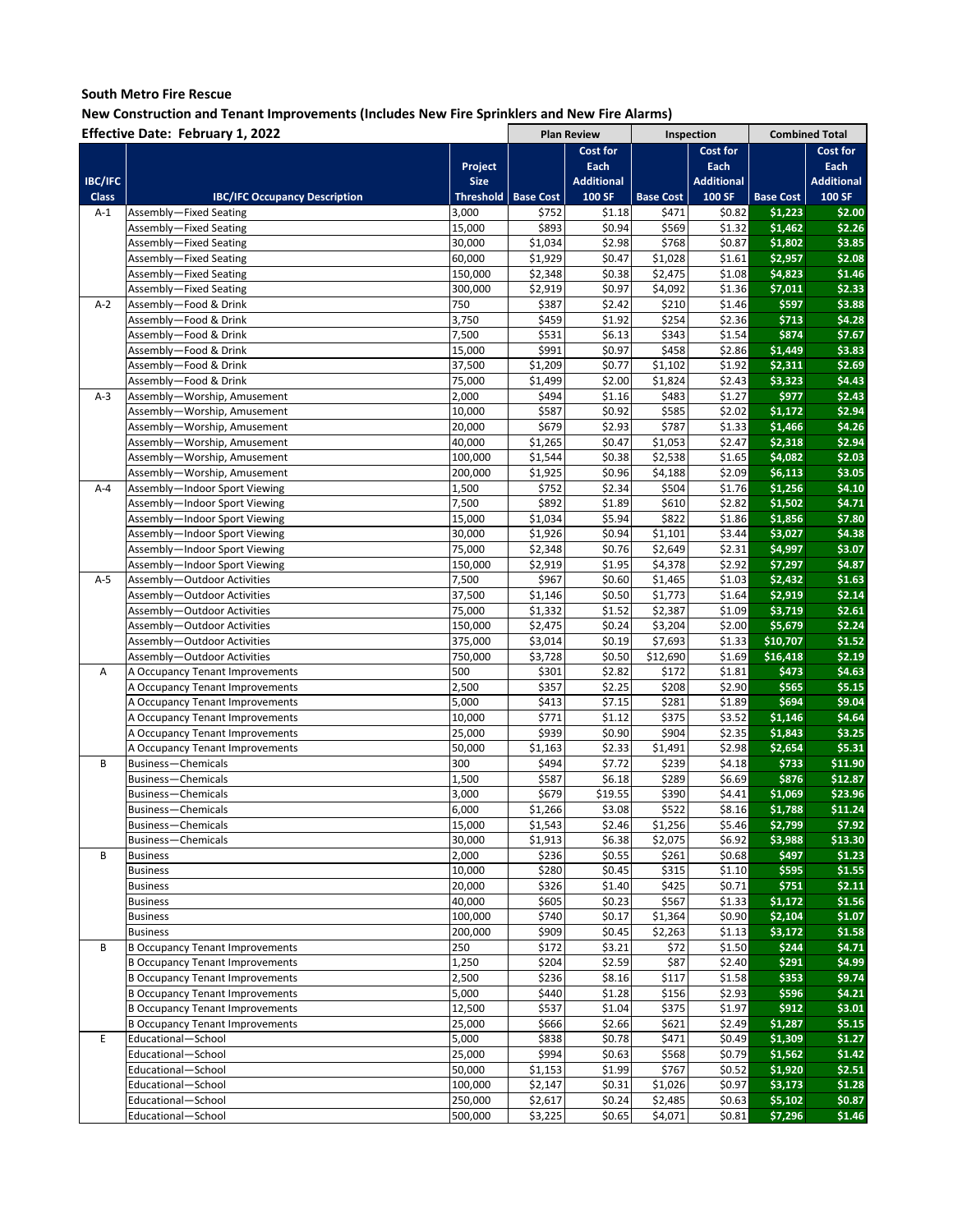**South Metro Fire Rescue**

**New Construction and Tenant Improvements (Includes New Fire Sprinklers and New Fire Alarms)**

| **Effective Date: February 1, 2022** | | | **Plan Review** | | **Inspection** | | **Combined Total** | |
|---|---|---|---|---|---|---|---|---|
| **IBC/IFC Class** | **IBC/IFC Occupancy Description** | **Project Size Threshold** | **Base Cost** | **Cost for Each Additional 100 SF** | **Base Cost** | **Cost for Each Additional 100 SF** | **Base Cost** | **Cost for Each Additional 100 SF** |
| A-1 | Assembly—Fixed Seating | 3,000 | $752 | $1.18 | $471 | $0.82 | $1,223 | $2.00 |
| | Assembly—Fixed Seating | 15,000 | $893 | $0.94 | $569 | $1.32 | $1,462 | $2.26 |
| | Assembly—Fixed Seating | 30,000 | $1,034 | $2.98 | $768 | $0.87 | $1,802 | $3.85 |
| | Assembly—Fixed Seating | 60,000 | $1,929 | $0.47 | $1,028 | $1.61 | $2,957 | $2.08 |
| | Assembly—Fixed Seating | 150,000 | $2,348 | $0.38 | $2,475 | $1.08 | $4,823 | $1.46 |
| | Assembly—Fixed Seating | 300,000 | $2,919 | $0.97 | $4,092 | $1.36 | $7,011 | $2.33 |
| A-2 | Assembly—Food & Drink | 750 | $387 | $2.42 | $210 | $1.46 | $597 | $3.88 |
| | Assembly—Food & Drink | 3,750 | $459 | $1.92 | $254 | $2.36 | $713 | $4.28 |
| | Assembly—Food & Drink | 7,500 | $531 | $6.13 | $343 | $1.54 | $874 | $7.67 |
| | Assembly—Food & Drink | 15,000 | $991 | $0.97 | $458 | $2.86 | $1,449 | $3.83 |
| | Assembly—Food & Drink | 37,500 | $1,209 | $0.77 | $1,102 | $1.92 | $2,311 | $2.69 |
| | Assembly—Food & Drink | 75,000 | $1,499 | $2.00 | $1,824 | $2.43 | $3,323 | $4.43 |
| A-3 | Assembly—Worship, Amusement | 2,000 | $494 | $1.16 | $483 | $1.27 | $977 | $2.43 |
| | Assembly—Worship, Amusement | 10,000 | $587 | $0.92 | $585 | $2.02 | $1,172 | $2.94 |
| | Assembly—Worship, Amusement | 20,000 | $679 | $2.93 | $787 | $1.33 | $1,466 | $4.26 |
| | Assembly—Worship, Amusement | 40,000 | $1,265 | $0.47 | $1,053 | $2.47 | $2,318 | $2.94 |
| | Assembly—Worship, Amusement | 100,000 | $1,544 | $0.38 | $2,538 | $1.65 | $4,082 | $2.03 |
| | Assembly—Worship, Amusement | 200,000 | $1,925 | $0.96 | $4,188 | $2.09 | $6,113 | $3.05 |
| A-4 | Assembly—Indoor Sport Viewing | 1,500 | $752 | $2.34 | $504 | $1.76 | $1,256 | $4.10 |
| | Assembly—Indoor Sport Viewing | 7,500 | $892 | $1.89 | $610 | $2.82 | $1,502 | $4.71 |
| | Assembly—Indoor Sport Viewing | 15,000 | $1,034 | $5.94 | $822 | $1.86 | $1,856 | $7.80 |
| | Assembly—Indoor Sport Viewing | 30,000 | $1,926 | $0.94 | $1,101 | $3.44 | $3,027 | $4.38 |
| | Assembly—Indoor Sport Viewing | 75,000 | $2,348 | $0.76 | $2,649 | $2.31 | $4,997 | $3.07 |
| | Assembly—Indoor Sport Viewing | 150,000 | $2,919 | $1.95 | $4,378 | $2.92 | $7,297 | $4.87 |
| A-5 | Assembly—Outdoor Activities | 7,500 | $967 | $0.60 | $1,465 | $1.03 | $2,432 | $1.63 |
| | Assembly—Outdoor Activities | 37,500 | $1,146 | $0.50 | $1,773 | $1.64 | $2,919 | $2.14 |
| | Assembly—Outdoor Activities | 75,000 | $1,332 | $1.52 | $2,387 | $1.09 | $3,719 | $2.61 |
| | Assembly—Outdoor Activities | 150,000 | $2,475 | $0.24 | $3,204 | $2.00 | $5,679 | $2.24 |
| | Assembly—Outdoor Activities | 375,000 | $3,014 | $0.19 | $7,693 | $1.33 | $10,707 | $1.52 |
| | Assembly—Outdoor Activities | 750,000 | $3,728 | $0.50 | $12,690 | $1.69 | $16,418 | $2.19 |
| A | A Occupancy Tenant Improvements | 500 | $301 | $2.82 | $172 | $1.81 | $473 | $4.63 |
| | A Occupancy Tenant Improvements | 2,500 | $357 | $2.25 | $208 | $2.90 | $565 | $5.15 |
| | A Occupancy Tenant Improvements | 5,000 | $413 | $7.15 | $281 | $1.89 | $694 | $9.04 |
| | A Occupancy Tenant Improvements | 10,000 | $771 | $1.12 | $375 | $3.52 | $1,146 | $4.64 |
| | A Occupancy Tenant Improvements | 25,000 | $939 | $0.90 | $904 | $2.35 | $1,843 | $3.25 |
| | A Occupancy Tenant Improvements | 50,000 | $1,163 | $2.33 | $1,491 | $2.98 | $2,654 | $5.31 |
| B | Business—Chemicals | 300 | $494 | $7.72 | $239 | $4.18 | $733 | $11.90 |
| | Business—Chemicals | 1,500 | $587 | $6.18 | $289 | $6.69 | $876 | $12.87 |
| | Business—Chemicals | 3,000 | $679 | $19.55 | $390 | $4.41 | $1,069 | $23.96 |
| | Business—Chemicals | 6,000 | $1,266 | $3.08 | $522 | $8.16 | $1,788 | $11.24 |
| | Business—Chemicals | 15,000 | $1,543 | $2.46 | $1,256 | $5.46 | $2,799 | $7.92 |
| | Business—Chemicals | 30,000 | $1,913 | $6.38 | $2,075 | $6.92 | $3,988 | $13.30 |
| B | Business | 2,000 | $236 | $0.55 | $261 | $0.68 | $497 | $1.23 |
| | Business | 10,000 | $280 | $0.45 | $315 | $1.10 | $595 | $1.55 |
| | Business | 20,000 | $326 | $1.40 | $425 | $0.71 | $751 | $2.11 |
| | Business | 40,000 | $605 | $0.23 | $567 | $1.33 | $1,172 | $1.56 |
| | Business | 100,000 | $740 | $0.17 | $1,364 | $0.90 | $2,104 | $1.07 |
| | Business | 200,000 | $909 | $0.45 | $2,263 | $1.13 | $3,172 | $1.58 |
| B | B Occupancy Tenant Improvements | 250 | $172 | $3.21 | $72 | $1.50 | $244 | $4.71 |
| | B Occupancy Tenant Improvements | 1,250 | $204 | $2.59 | $87 | $2.40 | $291 | $4.99 |
| | B Occupancy Tenant Improvements | 2,500 | $236 | $8.16 | $117 | $1.58 | $353 | $9.74 |
| | B Occupancy Tenant Improvements | 5,000 | $440 | $1.28 | $156 | $2.93 | $596 | $4.21 |
| | B Occupancy Tenant Improvements | 12,500 | $537 | $1.04 | $375 | $1.97 | $912 | $3.01 |
| | B Occupancy Tenant Improvements | 25,000 | $666 | $2.66 | $621 | $2.49 | $1,287 | $5.15 |
| E | Educational—School | 5,000 | $838 | $0.78 | $471 | $0.49 | $1,309 | $1.27 |
| | Educational—School | 25,000 | $994 | $0.63 | $568 | $0.79 | $1,562 | $1.42 |
| | Educational—School | 50,000 | $1,153 | $1.99 | $767 | $0.52 | $1,920 | $2.51 |
| | Educational—School | 100,000 | $2,147 | $0.31 | $1,026 | $0.97 | $3,173 | $1.28 |
| | Educational—School | 250,000 | $2,617 | $0.24 | $2,485 | $0.63 | $5,102 | $0.87 |
| | Educational—School | 500,000 | $3,225 | $0.65 | $4,071 | $0.81 | $7,296 | $1.46 |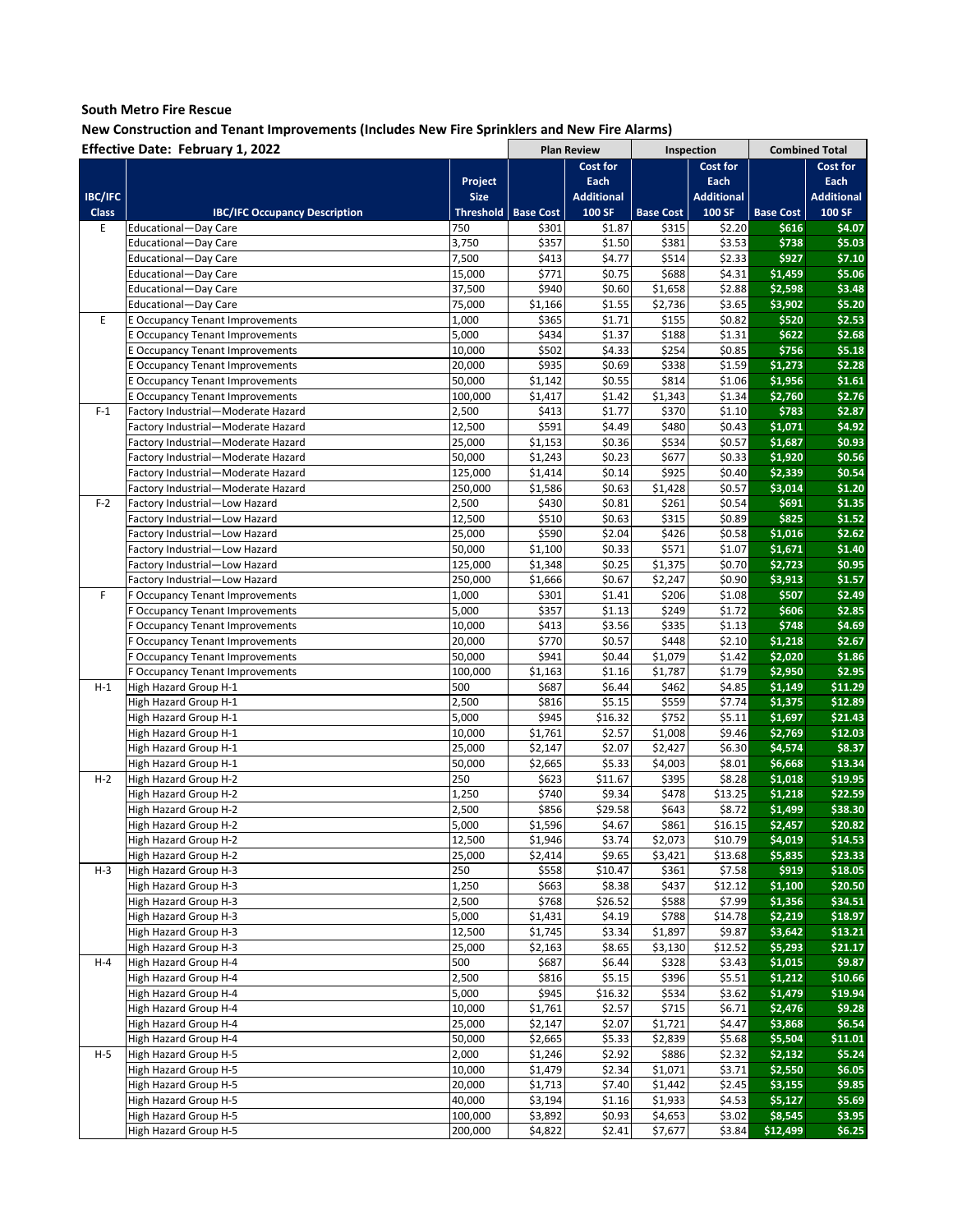**South Metro Fire Rescue**

**New Construction and Tenant Improvements (Includes New Fire Sprinklers and New Fire Alarms)**

**Effective Date: February 1, 2022**

| | | | Plan Review | | Inspection | | Combined Total | |
|---|---|---|---|---|---|---|---|---|
| **IBC/IFC Class** | **IBC/IFC Occupancy Description** | **Project Size Threshold** | **Base Cost** | **Cost for Each Additional 100 SF** | **Base Cost** | **Cost for Each Additional 100 SF** | **Base Cost** | **Cost for Each Additional 100 SF** |
| E | Educational—Day Care | 750 | $301 | $1.87 | $315 | $2.20 | $616 | $4.07 |
| | Educational—Day Care | 3,750 | $357 | $1.50 | $381 | $3.53 | $738 | $5.03 |
| | Educational—Day Care | 7,500 | $413 | $4.77 | $514 | $2.33 | $927 | $7.10 |
| | Educational—Day Care | 15,000 | $771 | $0.75 | $688 | $4.31 | $1,459 | $5.06 |
| | Educational—Day Care | 37,500 | $940 | $0.60 | $1,658 | $2.88 | $2,598 | $3.48 |
| | Educational—Day Care | 75,000 | $1,166 | $1.55 | $2,736 | $3.65 | $3,902 | $5.20 |
| E | E Occupancy Tenant Improvements | 1,000 | $365 | $1.71 | $155 | $0.82 | $520 | $2.53 |
| | E Occupancy Tenant Improvements | 5,000 | $434 | $1.37 | $188 | $1.31 | $622 | $2.68 |
| | E Occupancy Tenant Improvements | 10,000 | $502 | $4.33 | $254 | $0.85 | $756 | $5.18 |
| | E Occupancy Tenant Improvements | 20,000 | $935 | $0.69 | $338 | $1.59 | $1,273 | $2.28 |
| | E Occupancy Tenant Improvements | 50,000 | $1,142 | $0.55 | $814 | $1.06 | $1,956 | $1.61 |
| | E Occupancy Tenant Improvements | 100,000 | $1,417 | $1.42 | $1,343 | $1.34 | $2,760 | $2.76 |
| F-1 | Factory Industrial—Moderate Hazard | 2,500 | $413 | $1.77 | $370 | $1.10 | $783 | $2.87 |
| | Factory Industrial—Moderate Hazard | 12,500 | $591 | $4.49 | $480 | $0.43 | $1,071 | $4.92 |
| | Factory Industrial—Moderate Hazard | 25,000 | $1,153 | $0.36 | $534 | $0.57 | $1,687 | $0.93 |
| | Factory Industrial—Moderate Hazard | 50,000 | $1,243 | $0.23 | $677 | $0.33 | $1,920 | $0.56 |
| | Factory Industrial—Moderate Hazard | 125,000 | $1,414 | $0.14 | $925 | $0.40 | $2,339 | $0.54 |
| | Factory Industrial—Moderate Hazard | 250,000 | $1,586 | $0.63 | $1,428 | $0.57 | $3,014 | $1.20 |
| F-2 | Factory Industrial—Low Hazard | 2,500 | $430 | $0.81 | $261 | $0.54 | $691 | $1.35 |
| | Factory Industrial—Low Hazard | 12,500 | $510 | $0.63 | $315 | $0.89 | $825 | $1.52 |
| | Factory Industrial—Low Hazard | 25,000 | $590 | $2.04 | $426 | $0.58 | $1,016 | $2.62 |
| | Factory Industrial—Low Hazard | 50,000 | $1,100 | $0.33 | $571 | $1.07 | $1,671 | $1.40 |
| | Factory Industrial—Low Hazard | 125,000 | $1,348 | $0.25 | $1,375 | $0.70 | $2,723 | $0.95 |
| | Factory Industrial—Low Hazard | 250,000 | $1,666 | $0.67 | $2,247 | $0.90 | $3,913 | $1.57 |
| F | F Occupancy Tenant Improvements | 1,000 | $301 | $1.41 | $206 | $1.08 | $507 | $2.49 |
| | F Occupancy Tenant Improvements | 5,000 | $357 | $1.13 | $249 | $1.72 | $606 | $2.85 |
| | F Occupancy Tenant Improvements | 10,000 | $413 | $3.56 | $335 | $1.13 | $748 | $4.69 |
| | F Occupancy Tenant Improvements | 20,000 | $770 | $0.57 | $448 | $2.10 | $1,218 | $2.67 |
| | F Occupancy Tenant Improvements | 50,000 | $941 | $0.44 | $1,079 | $1.42 | $2,020 | $1.86 |
| | F Occupancy Tenant Improvements | 100,000 | $1,163 | $1.16 | $1,787 | $1.79 | $2,950 | $2.95 |
| H-1 | High Hazard Group H-1 | 500 | $687 | $6.44 | $462 | $4.85 | $1,149 | $11.29 |
| | High Hazard Group H-1 | 2,500 | $816 | $5.15 | $559 | $7.74 | $1,375 | $12.89 |
| | High Hazard Group H-1 | 5,000 | $945 | $16.32 | $752 | $5.11 | $1,697 | $21.43 |
| | High Hazard Group H-1 | 10,000 | $1,761 | $2.57 | $1,008 | $9.46 | $2,769 | $12.03 |
| | High Hazard Group H-1 | 25,000 | $2,147 | $2.07 | $2,427 | $6.30 | $4,574 | $8.37 |
| | High Hazard Group H-1 | 50,000 | $2,665 | $5.33 | $4,003 | $8.01 | $6,668 | $13.34 |
| H-2 | High Hazard Group H-2 | 250 | $623 | $11.67 | $395 | $8.28 | $1,018 | $19.95 |
| | High Hazard Group H-2 | 1,250 | $740 | $9.34 | $478 | $13.25 | $1,218 | $22.59 |
| | High Hazard Group H-2 | 2,500 | $856 | $29.58 | $643 | $8.72 | $1,499 | $38.30 |
| | High Hazard Group H-2 | 5,000 | $1,596 | $4.67 | $861 | $16.15 | $2,457 | $20.82 |
| | High Hazard Group H-2 | 12,500 | $1,946 | $3.74 | $2,073 | $10.79 | $4,019 | $14.53 |
| | High Hazard Group H-2 | 25,000 | $2,414 | $9.65 | $3,421 | $13.68 | $5,835 | $23.33 |
| H-3 | High Hazard Group H-3 | 250 | $558 | $10.47 | $361 | $7.58 | $919 | $18.05 |
| | High Hazard Group H-3 | 1,250 | $663 | $8.38 | $437 | $12.12 | $1,100 | $20.50 |
| | High Hazard Group H-3 | 2,500 | $768 | $26.52 | $588 | $7.99 | $1,356 | $34.51 |
| | High Hazard Group H-3 | 5,000 | $1,431 | $4.19 | $788 | $14.78 | $2,219 | $18.97 |
| | High Hazard Group H-3 | 12,500 | $1,745 | $3.34 | $1,897 | $9.87 | $3,642 | $13.21 |
| | High Hazard Group H-3 | 25,000 | $2,163 | $8.65 | $3,130 | $12.52 | $5,293 | $21.17 |
| H-4 | High Hazard Group H-4 | 500 | $687 | $6.44 | $328 | $3.43 | $1,015 | $9.87 |
| | High Hazard Group H-4 | 2,500 | $816 | $5.15 | $396 | $5.51 | $1,212 | $10.66 |
| | High Hazard Group H-4 | 5,000 | $945 | $16.32 | $534 | $3.62 | $1,479 | $19.94 |
| | High Hazard Group H-4 | 10,000 | $1,761 | $2.57 | $715 | $6.71 | $2,476 | $9.28 |
| | High Hazard Group H-4 | 25,000 | $2,147 | $2.07 | $1,721 | $4.47 | $3,868 | $6.54 |
| | High Hazard Group H-4 | 50,000 | $2,665 | $5.33 | $2,839 | $5.68 | $5,504 | $11.01 |
| H-5 | High Hazard Group H-5 | 2,000 | $1,246 | $2.92 | $886 | $2.32 | $2,132 | $5.24 |
| | High Hazard Group H-5 | 10,000 | $1,479 | $2.34 | $1,071 | $3.71 | $2,550 | $6.05 |
| | High Hazard Group H-5 | 20,000 | $1,713 | $7.40 | $1,442 | $2.45 | $3,155 | $9.85 |
| | High Hazard Group H-5 | 40,000 | $3,194 | $1.16 | $1,933 | $4.53 | $5,127 | $5.69 |
| | High Hazard Group H-5 | 100,000 | $3,892 | $0.93 | $4,653 | $3.02 | $8,545 | $3.95 |
| | High Hazard Group H-5 | 200,000 | $4,822 | $2.41 | $7,677 | $3.84 | $12,499 | $6.25 |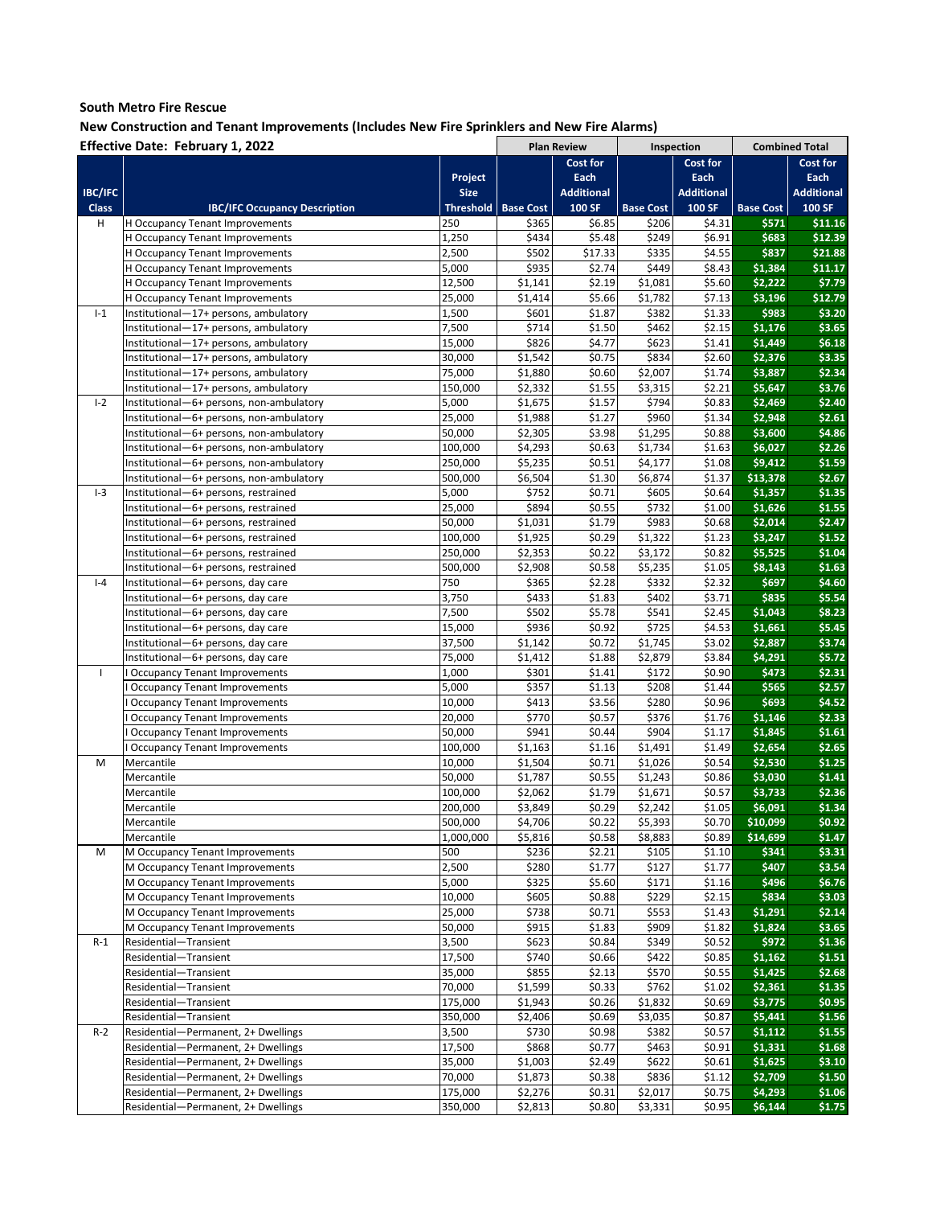**South Metro Fire Rescue**

**New Construction and Tenant Improvements (Includes New Fire Sprinklers and New Fire Alarms)**

**Effective Date: February 1, 2022**

| | | | Plan Review | | Inspection | | Combined Total | |
|---|---|---|---|---|---|---|---|---|
| IBC/IFC Class | IBC/IFC Occupancy Description | Project Size Threshold | Base Cost | Cost for Each Additional 100 SF | Base Cost | Cost for Each Additional 100 SF | Base Cost | Cost for Each Additional 100 SF |
| H | H Occupancy Tenant Improvements | 250 | $365 | $6.85 | $206 | $4.31 | $571 | $11.16 |
| | H Occupancy Tenant Improvements | 1,250 | $434 | $5.48 | $249 | $6.91 | $683 | $12.39 |
| | H Occupancy Tenant Improvements | 2,500 | $502 | $17.33 | $335 | $4.55 | $837 | $21.88 |
| | H Occupancy Tenant Improvements | 5,000 | $935 | $2.74 | $449 | $8.43 | $1,384 | $11.17 |
| | H Occupancy Tenant Improvements | 12,500 | $1,141 | $2.19 | $1,081 | $5.60 | $2,222 | $7.79 |
| | H Occupancy Tenant Improvements | 25,000 | $1,414 | $5.66 | $1,782 | $7.13 | $3,196 | $12.79 |
| I-1 | Institutional—17+ persons, ambulatory | 1,500 | $601 | $1.87 | $382 | $1.33 | $983 | $3.20 |
| | Institutional—17+ persons, ambulatory | 7,500 | $714 | $1.50 | $462 | $2.15 | $1,176 | $3.65 |
| | Institutional—17+ persons, ambulatory | 15,000 | $826 | $4.77 | $623 | $1.41 | $1,449 | $6.18 |
| | Institutional—17+ persons, ambulatory | 30,000 | $1,542 | $0.75 | $834 | $2.60 | $2,376 | $3.35 |
| | Institutional—17+ persons, ambulatory | 75,000 | $1,880 | $0.60 | $2,007 | $1.74 | $3,887 | $2.34 |
| | Institutional—17+ persons, ambulatory | 150,000 | $2,332 | $1.55 | $3,315 | $2.21 | $5,647 | $3.76 |
| I-2 | Institutional—6+ persons, non-ambulatory | 5,000 | $1,675 | $1.57 | $794 | $0.83 | $2,469 | $2.40 |
| | Institutional—6+ persons, non-ambulatory | 25,000 | $1,988 | $1.27 | $960 | $1.34 | $2,948 | $2.61 |
| | Institutional—6+ persons, non-ambulatory | 50,000 | $2,305 | $3.98 | $1,295 | $0.88 | $3,600 | $4.86 |
| | Institutional—6+ persons, non-ambulatory | 100,000 | $4,293 | $0.63 | $1,734 | $1.63 | $6,027 | $2.26 |
| | Institutional—6+ persons, non-ambulatory | 250,000 | $5,235 | $0.51 | $4,177 | $1.08 | $9,412 | $1.59 |
| | Institutional—6+ persons, non-ambulatory | 500,000 | $6,504 | $1.30 | $6,874 | $1.37 | $13,378 | $2.67 |
| I-3 | Institutional—6+ persons, restrained | 5,000 | $752 | $0.71 | $605 | $0.64 | $1,357 | $1.35 |
| | Institutional—6+ persons, restrained | 25,000 | $894 | $0.55 | $732 | $1.00 | $1,626 | $1.55 |
| | Institutional—6+ persons, restrained | 50,000 | $1,031 | $1.79 | $983 | $0.68 | $2,014 | $2.47 |
| | Institutional—6+ persons, restrained | 100,000 | $1,925 | $0.29 | $1,322 | $1.23 | $3,247 | $1.52 |
| | Institutional—6+ persons, restrained | 250,000 | $2,353 | $0.22 | $3,172 | $0.82 | $5,525 | $1.04 |
| | Institutional—6+ persons, restrained | 500,000 | $2,908 | $0.58 | $5,235 | $1.05 | $8,143 | $1.63 |
| I-4 | Institutional—6+ persons, day care | 750 | $365 | $2.28 | $332 | $2.32 | $697 | $4.60 |
| | Institutional—6+ persons, day care | 3,750 | $433 | $1.83 | $402 | $3.71 | $835 | $5.54 |
| | Institutional—6+ persons, day care | 7,500 | $502 | $5.78 | $541 | $2.45 | $1,043 | $8.23 |
| | Institutional—6+ persons, day care | 15,000 | $936 | $0.92 | $725 | $4.53 | $1,661 | $5.45 |
| | Institutional—6+ persons, day care | 37,500 | $1,142 | $0.72 | $1,745 | $3.02 | $2,887 | $3.74 |
| | Institutional—6+ persons, day care | 75,000 | $1,412 | $1.88 | $2,879 | $3.84 | $4,291 | $5.72 |
| I | I Occupancy Tenant Improvements | 1,000 | $301 | $1.41 | $172 | $0.90 | $473 | $2.31 |
| | I Occupancy Tenant Improvements | 5,000 | $357 | $1.13 | $208 | $1.44 | $565 | $2.57 |
| | I Occupancy Tenant Improvements | 10,000 | $413 | $3.56 | $280 | $0.96 | $693 | $4.52 |
| | I Occupancy Tenant Improvements | 20,000 | $770 | $0.57 | $376 | $1.76 | $1,146 | $2.33 |
| | I Occupancy Tenant Improvements | 50,000 | $941 | $0.44 | $904 | $1.17 | $1,845 | $1.61 |
| | I Occupancy Tenant Improvements | 100,000 | $1,163 | $1.16 | $1,491 | $1.49 | $2,654 | $2.65 |
| M | Mercantile | 10,000 | $1,504 | $0.71 | $1,026 | $0.54 | $2,530 | $1.25 |
| | Mercantile | 50,000 | $1,787 | $0.55 | $1,243 | $0.86 | $3,030 | $1.41 |
| | Mercantile | 100,000 | $2,062 | $1.79 | $1,671 | $0.57 | $3,733 | $2.36 |
| | Mercantile | 200,000 | $3,849 | $0.29 | $2,242 | $1.05 | $6,091 | $1.34 |
| | Mercantile | 500,000 | $4,706 | $0.22 | $5,393 | $0.70 | $10,099 | $0.92 |
| | Mercantile | 1,000,000 | $5,816 | $0.58 | $8,883 | $0.89 | $14,699 | $1.47 |
| M | M Occupancy Tenant Improvements | 500 | $236 | $2.21 | $105 | $1.10 | $341 | $3.31 |
| | M Occupancy Tenant Improvements | 2,500 | $280 | $1.77 | $127 | $1.77 | $407 | $3.54 |
| | M Occupancy Tenant Improvements | 5,000 | $325 | $5.60 | $171 | $1.16 | $496 | $6.76 |
| | M Occupancy Tenant Improvements | 10,000 | $605 | $0.88 | $229 | $2.15 | $834 | $3.03 |
| | M Occupancy Tenant Improvements | 25,000 | $738 | $0.71 | $553 | $1.43 | $1,291 | $2.14 |
| | M Occupancy Tenant Improvements | 50,000 | $915 | $1.83 | $909 | $1.82 | $1,824 | $3.65 |
| R-1 | Residential—Transient | 3,500 | $623 | $0.84 | $349 | $0.52 | $972 | $1.36 |
| | Residential—Transient | 17,500 | $740 | $0.66 | $422 | $0.85 | $1,162 | $1.51 |
| | Residential—Transient | 35,000 | $855 | $2.13 | $570 | $0.55 | $1,425 | $2.68 |
| | Residential—Transient | 70,000 | $1,599 | $0.33 | $762 | $1.02 | $2,361 | $1.35 |
| | Residential—Transient | 175,000 | $1,943 | $0.26 | $1,832 | $0.69 | $3,775 | $0.95 |
| | Residential—Transient | 350,000 | $2,406 | $0.69 | $3,035 | $0.87 | $5,441 | $1.56 |
| R-2 | Residential—Permanent, 2+ Dwellings | 3,500 | $730 | $0.98 | $382 | $0.57 | $1,112 | $1.55 |
| | Residential—Permanent, 2+ Dwellings | 17,500 | $868 | $0.77 | $463 | $0.91 | $1,331 | $1.68 |
| | Residential—Permanent, 2+ Dwellings | 35,000 | $1,003 | $2.49 | $622 | $0.61 | $1,625 | $3.10 |
| | Residential—Permanent, 2+ Dwellings | 70,000 | $1,873 | $0.38 | $836 | $1.12 | $2,709 | $1.50 |
| | Residential—Permanent, 2+ Dwellings | 175,000 | $2,276 | $0.31 | $2,017 | $0.75 | $4,293 | $1.06 |
| | Residential—Permanent, 2+ Dwellings | 350,000 | $2,813 | $0.80 | $3,331 | $0.95 | $6,144 | $1.75 |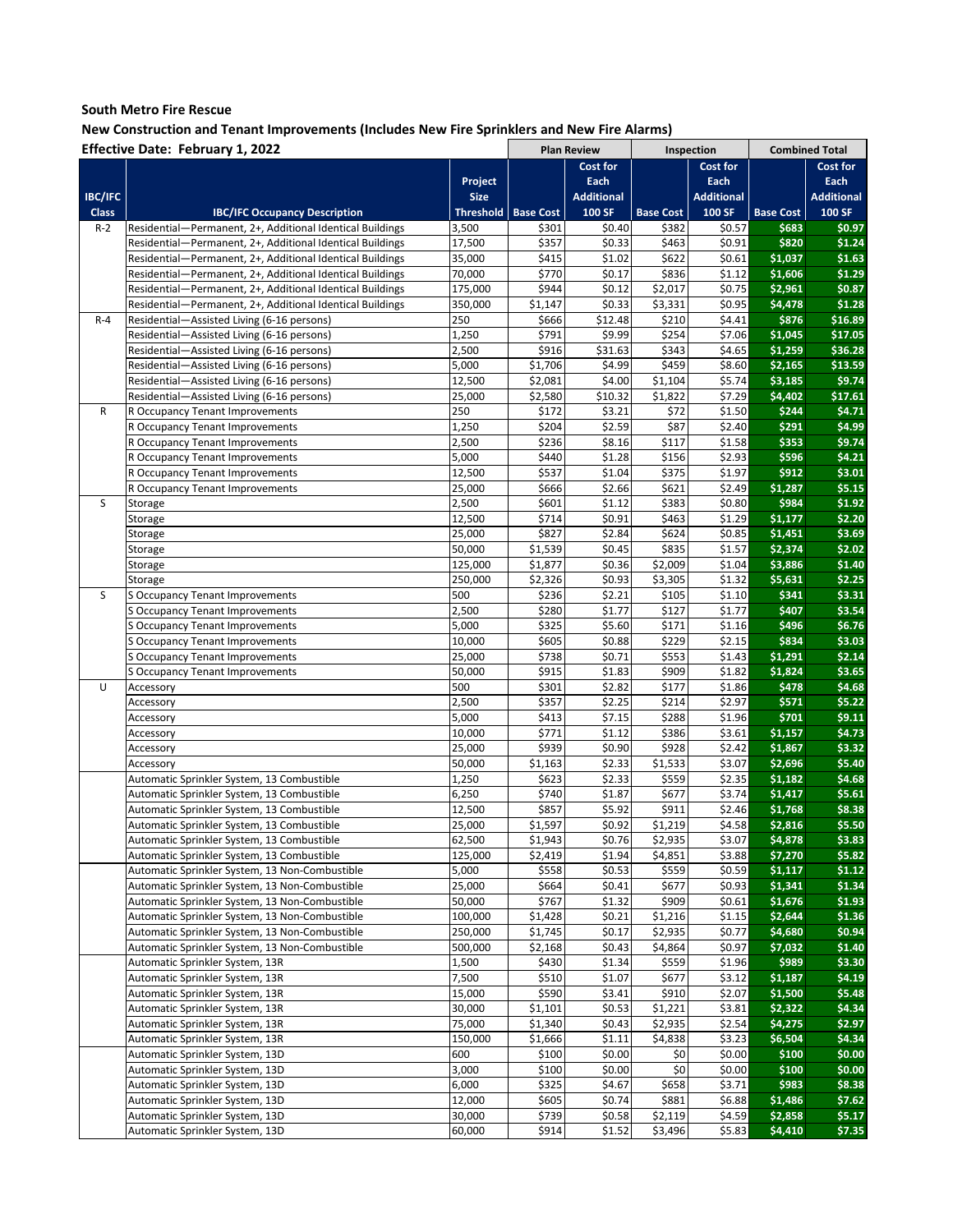**South Metro Fire Rescue**

**New Construction and Tenant Improvements (Includes New Fire Sprinklers and New Fire Alarms)**

**Effective Date: February 1, 2022**

| | | | Plan Review | | Inspection | | Combined Total | |
|---|---|---|---|---|---|---|---|---|
| IBC/IFC Class | IBC/IFC Occupancy Description | Project Size Threshold | Base Cost | Cost for Each Additional 100 SF | Base Cost | Cost for Each Additional 100 SF | Base Cost | Cost for Each Additional 100 SF |
| R-2 | Residential—Permanent, 2+, Additional Identical Buildings | 3,500 | $301 | $0.40 | $382 | $0.57 | $683 | $0.97 |
| | Residential—Permanent, 2+, Additional Identical Buildings | 17,500 | $357 | $0.33 | $463 | $0.91 | $820 | $1.24 |
| | Residential—Permanent, 2+, Additional Identical Buildings | 35,000 | $415 | $1.02 | $622 | $0.61 | $1,037 | $1.63 |
| | Residential—Permanent, 2+, Additional Identical Buildings | 70,000 | $770 | $0.17 | $836 | $1.12 | $1,606 | $1.29 |
| | Residential—Permanent, 2+, Additional Identical Buildings | 175,000 | $944 | $0.12 | $2,017 | $0.75 | $2,961 | $0.87 |
| | Residential—Permanent, 2+, Additional Identical Buildings | 350,000 | $1,147 | $0.33 | $3,331 | $0.95 | $4,478 | $1.28 |
| R-4 | Residential—Assisted Living (6-16 persons) | 250 | $666 | $12.48 | $210 | $4.41 | $876 | $16.89 |
| | Residential—Assisted Living (6-16 persons) | 1,250 | $791 | $9.99 | $254 | $7.06 | $1,045 | $17.05 |
| | Residential—Assisted Living (6-16 persons) | 2,500 | $916 | $31.63 | $343 | $4.65 | $1,259 | $36.28 |
| | Residential—Assisted Living (6-16 persons) | 5,000 | $1,706 | $4.99 | $459 | $8.60 | $2,165 | $13.59 |
| | Residential—Assisted Living (6-16 persons) | 12,500 | $2,081 | $4.00 | $1,104 | $5.74 | $3,185 | $9.74 |
| | Residential—Assisted Living (6-16 persons) | 25,000 | $2,580 | $10.32 | $1,822 | $7.29 | $4,402 | $17.61 |
| R | R Occupancy Tenant Improvements | 250 | $172 | $3.21 | $72 | $1.50 | $244 | $4.71 |
| | R Occupancy Tenant Improvements | 1,250 | $204 | $2.59 | $87 | $2.40 | $291 | $4.99 |
| | R Occupancy Tenant Improvements | 2,500 | $236 | $8.16 | $117 | $1.58 | $353 | $9.74 |
| | R Occupancy Tenant Improvements | 5,000 | $440 | $1.28 | $156 | $2.93 | $596 | $4.21 |
| | R Occupancy Tenant Improvements | 12,500 | $537 | $1.04 | $375 | $1.97 | $912 | $3.01 |
| | R Occupancy Tenant Improvements | 25,000 | $666 | $2.66 | $621 | $2.49 | $1,287 | $5.15 |
| S | Storage | 2,500 | $601 | $1.12 | $383 | $0.80 | $984 | $1.92 |
| | Storage | 12,500 | $714 | $0.91 | $463 | $1.29 | $1,177 | $2.20 |
| | Storage | 25,000 | $827 | $2.84 | $624 | $0.85 | $1,451 | $3.69 |
| | Storage | 50,000 | $1,539 | $0.45 | $835 | $1.57 | $2,374 | $2.02 |
| | Storage | 125,000 | $1,877 | $0.36 | $2,009 | $1.04 | $3,886 | $1.40 |
| | Storage | 250,000 | $2,326 | $0.93 | $3,305 | $1.32 | $5,631 | $2.25 |
| S | S Occupancy Tenant Improvements | 500 | $236 | $2.21 | $105 | $1.10 | $341 | $3.31 |
| | S Occupancy Tenant Improvements | 2,500 | $280 | $1.77 | $127 | $1.77 | $407 | $3.54 |
| | S Occupancy Tenant Improvements | 5,000 | $325 | $5.60 | $171 | $1.16 | $496 | $6.76 |
| | S Occupancy Tenant Improvements | 10,000 | $605 | $0.88 | $229 | $2.15 | $834 | $3.03 |
| | S Occupancy Tenant Improvements | 25,000 | $738 | $0.71 | $553 | $1.43 | $1,291 | $2.14 |
| | S Occupancy Tenant Improvements | 50,000 | $915 | $1.83 | $909 | $1.82 | $1,824 | $3.65 |
| U | Accessory | 500 | $301 | $2.82 | $177 | $1.86 | $478 | $4.68 |
| | Accessory | 2,500 | $357 | $2.25 | $214 | $2.97 | $571 | $5.22 |
| | Accessory | 5,000 | $413 | $7.15 | $288 | $1.96 | $701 | $9.11 |
| | Accessory | 10,000 | $771 | $1.12 | $386 | $3.61 | $1,157 | $4.73 |
| | Accessory | 25,000 | $939 | $0.90 | $928 | $2.42 | $1,867 | $3.32 |
| | Accessory | 50,000 | $1,163 | $2.33 | $1,533 | $3.07 | $2,696 | $5.40 |
| | Automatic Sprinkler System, 13 Combustible | 1,250 | $623 | $2.33 | $559 | $2.35 | $1,182 | $4.68 |
| | Automatic Sprinkler System, 13 Combustible | 6,250 | $740 | $1.87 | $677 | $3.74 | $1,417 | $5.61 |
| | Automatic Sprinkler System, 13 Combustible | 12,500 | $857 | $5.92 | $911 | $2.46 | $1,768 | $8.38 |
| | Automatic Sprinkler System, 13 Combustible | 25,000 | $1,597 | $0.92 | $1,219 | $4.58 | $2,816 | $5.50 |
| | Automatic Sprinkler System, 13 Combustible | 62,500 | $1,943 | $0.76 | $2,935 | $3.07 | $4,878 | $3.83 |
| | Automatic Sprinkler System, 13 Combustible | 125,000 | $2,419 | $1.94 | $4,851 | $3.88 | $7,270 | $5.82 |
| | Automatic Sprinkler System, 13 Non-Combustible | 5,000 | $558 | $0.53 | $559 | $0.59 | $1,117 | $1.12 |
| | Automatic Sprinkler System, 13 Non-Combustible | 25,000 | $664 | $0.41 | $677 | $0.93 | $1,341 | $1.34 |
| | Automatic Sprinkler System, 13 Non-Combustible | 50,000 | $767 | $1.32 | $909 | $0.61 | $1,676 | $1.93 |
| | Automatic Sprinkler System, 13 Non-Combustible | 100,000 | $1,428 | $0.21 | $1,216 | $1.15 | $2,644 | $1.36 |
| | Automatic Sprinkler System, 13 Non-Combustible | 250,000 | $1,745 | $0.17 | $2,935 | $0.77 | $4,680 | $0.94 |
| | Automatic Sprinkler System, 13 Non-Combustible | 500,000 | $2,168 | $0.43 | $4,864 | $0.97 | $7,032 | $1.40 |
| | Automatic Sprinkler System, 13R | 1,500 | $430 | $1.34 | $559 | $1.96 | $989 | $3.30 |
| | Automatic Sprinkler System, 13R | 7,500 | $510 | $1.07 | $677 | $3.12 | $1,187 | $4.19 |
| | Automatic Sprinkler System, 13R | 15,000 | $590 | $3.41 | $910 | $2.07 | $1,500 | $5.48 |
| | Automatic Sprinkler System, 13R | 30,000 | $1,101 | $0.53 | $1,221 | $3.81 | $2,322 | $4.34 |
| | Automatic Sprinkler System, 13R | 75,000 | $1,340 | $0.43 | $2,935 | $2.54 | $4,275 | $2.97 |
| | Automatic Sprinkler System, 13R | 150,000 | $1,666 | $1.11 | $4,838 | $3.23 | $6,504 | $4.34 |
| | Automatic Sprinkler System, 13D | 600 | $100 | $0.00 | $0 | $0.00 | $100 | $0.00 |
| | Automatic Sprinkler System, 13D | 3,000 | $100 | $0.00 | $0 | $0.00 | $100 | $0.00 |
| | Automatic Sprinkler System, 13D | 6,000 | $325 | $4.67 | $658 | $3.71 | $983 | $8.38 |
| | Automatic Sprinkler System, 13D | 12,000 | $605 | $0.74 | $881 | $6.88 | $1,486 | $7.62 |
| | Automatic Sprinkler System, 13D | 30,000 | $739 | $0.58 | $2,119 | $4.59 | $2,858 | $5.17 |
| | Automatic Sprinkler System, 13D | 60,000 | $914 | $1.52 | $3,496 | $5.83 | $4,410 | $7.35 |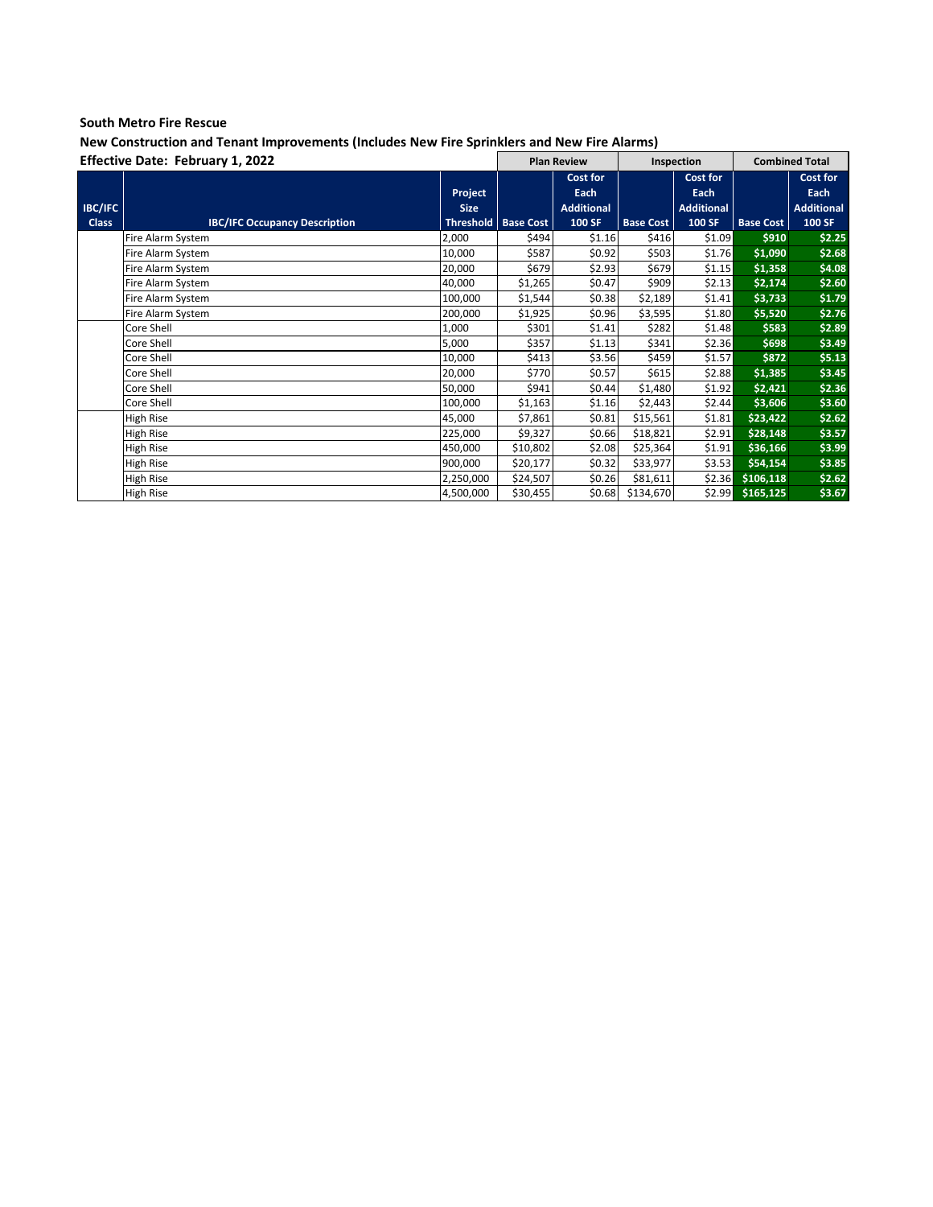**South Metro Fire Rescue**

**New Construction and Tenant Improvements (Includes New Fire Sprinklers and New Fire Alarms)**

**Effective Date: February 1, 2022**

| | | | Plan Review | | Inspection | | Combined Total | |
|---|---|---|---|---|---|---|---|---|
| IBC/IFC Class | IBC/IFC Occupancy Description | Project Size Threshold | Base Cost | Cost for Each Additional 100 SF | Base Cost | Cost for Each Additional 100 SF | Base Cost | Cost for Each Additional 100 SF |
| | Fire Alarm System | 2,000 | $494 | $1.16 | $416 | $1.09 | $910 | $2.25 |
| | Fire Alarm System | 10,000 | $587 | $0.92 | $503 | $1.76 | $1,090 | $2.68 |
| | Fire Alarm System | 20,000 | $679 | $2.93 | $679 | $1.15 | $1,358 | $4.08 |
| | Fire Alarm System | 40,000 | $1,265 | $0.47 | $909 | $2.13 | $2,174 | $2.60 |
| | Fire Alarm System | 100,000 | $1,544 | $0.38 | $2,189 | $1.41 | $3,733 | $1.79 |
| | Fire Alarm System | 200,000 | $1,925 | $0.96 | $3,595 | $1.80 | $5,520 | $2.76 |
| | Core Shell | 1,000 | $301 | $1.41 | $282 | $1.48 | $583 | $2.89 |
| | Core Shell | 5,000 | $357 | $1.13 | $341 | $2.36 | $698 | $3.49 |
| | Core Shell | 10,000 | $413 | $3.56 | $459 | $1.57 | $872 | $5.13 |
| | Core Shell | 20,000 | $770 | $0.57 | $615 | $2.88 | $1,385 | $3.45 |
| | Core Shell | 50,000 | $941 | $0.44 | $1,480 | $1.92 | $2,421 | $2.36 |
| | Core Shell | 100,000 | $1,163 | $1.16 | $2,443 | $2.44 | $3,606 | $3.60 |
| | High Rise | 45,000 | $7,861 | $0.81 | $15,561 | $1.81 | $23,422 | $2.62 |
| | High Rise | 225,000 | $9,327 | $0.66 | $18,821 | $2.91 | $28,148 | $3.57 |
| | High Rise | 450,000 | $10,802 | $2.08 | $25,364 | $1.91 | $36,166 | $3.99 |
| | High Rise | 900,000 | $20,177 | $0.32 | $33,977 | $3.53 | $54,154 | $3.85 |
| | High Rise | 2,250,000 | $24,507 | $0.26 | $81,611 | $2.36 | $106,118 | $2.62 |
| | High Rise | 4,500,000 | $30,455 | $0.68 | $134,670 | $2.99 | $165,125 | $3.67 |